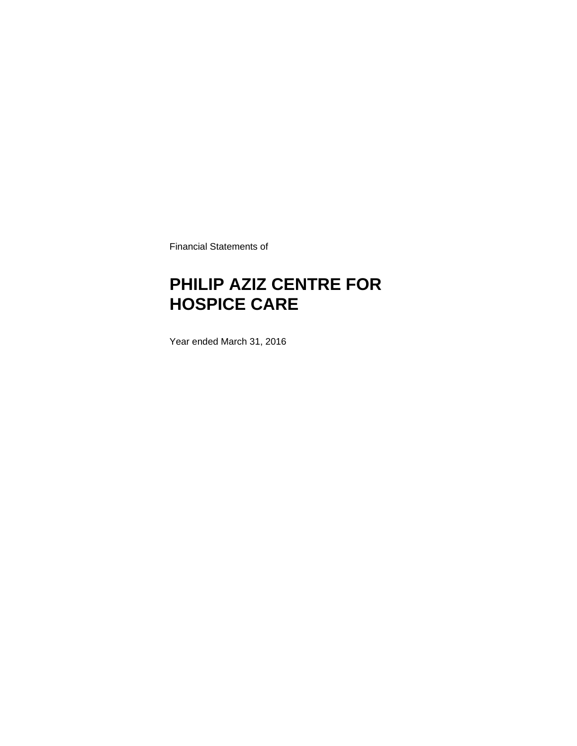Financial Statements of

# PHILIP AZIZ CENTRE FOR HOSPICE CARE

Year ended March 31, 2016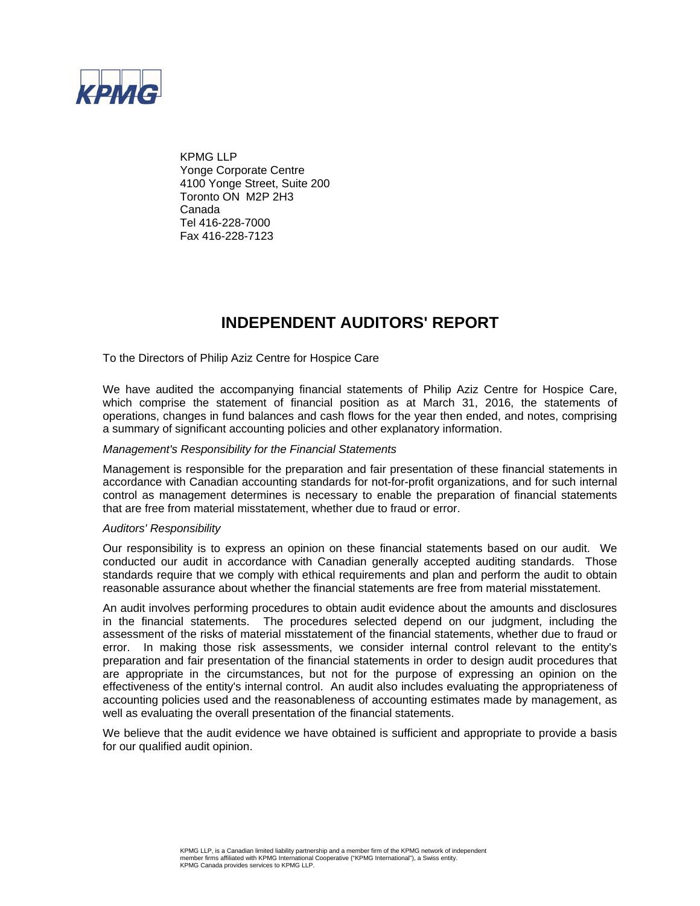KPMG LLP
Yonge Corporate Centre
4100 Yonge Street, Suite 200
Toronto ON M2P 2H3
Canada
Tel 416-228-7000
Fax 416-228-7123

# INDEPENDENT AUDITORS' REPORT

To the Directors of Philip Aziz Centre for Hospice Care

We have audited the accompanying financial statements of Philip Aziz Centre for Hospice Care, which comprise the statement of financial position as at March 31, 2016, the statements of operations, changes in fund balances and cash flows for the year then ended, and notes, comprising a summary of significant accounting policies and other explanatory information.

*Management's Responsibility for the Financial Statements*

Management is responsible for the preparation and fair presentation of these financial statements in accordance with Canadian accounting standards for not-for-profit organizations, and for such internal control as management determines is necessary to enable the preparation of financial statements that are free from material misstatement, whether due to fraud or error.

*Auditors' Responsibility*

Our responsibility is to express an opinion on these financial statements based on our audit. We conducted our audit in accordance with Canadian generally accepted auditing standards. Those standards require that we comply with ethical requirements and plan and perform the audit to obtain reasonable assurance about whether the financial statements are free from material misstatement.

An audit involves performing procedures to obtain audit evidence about the amounts and disclosures in the financial statements. The procedures selected depend on our judgment, including the assessment of the risks of material misstatement of the financial statements, whether due to fraud or error. In making those risk assessments, we consider internal control relevant to the entity's preparation and fair presentation of the financial statements in order to design audit procedures that are appropriate in the circumstances, but not for the purpose of expressing an opinion on the effectiveness of the entity's internal control. An audit also includes evaluating the appropriateness of accounting policies used and the reasonableness of accounting estimates made by management, as well as evaluating the overall presentation of the financial statements.

We believe that the audit evidence we have obtained is sufficient and appropriate to provide a basis for our qualified audit opinion.

KPMG LLP, is a Canadian limited liability partnership and a member firm of the KPMG network of independent member firms affiliated with KPMG International Cooperative ("KPMG International"), a Swiss entity. KPMG Canada provides services to KPMG LLP.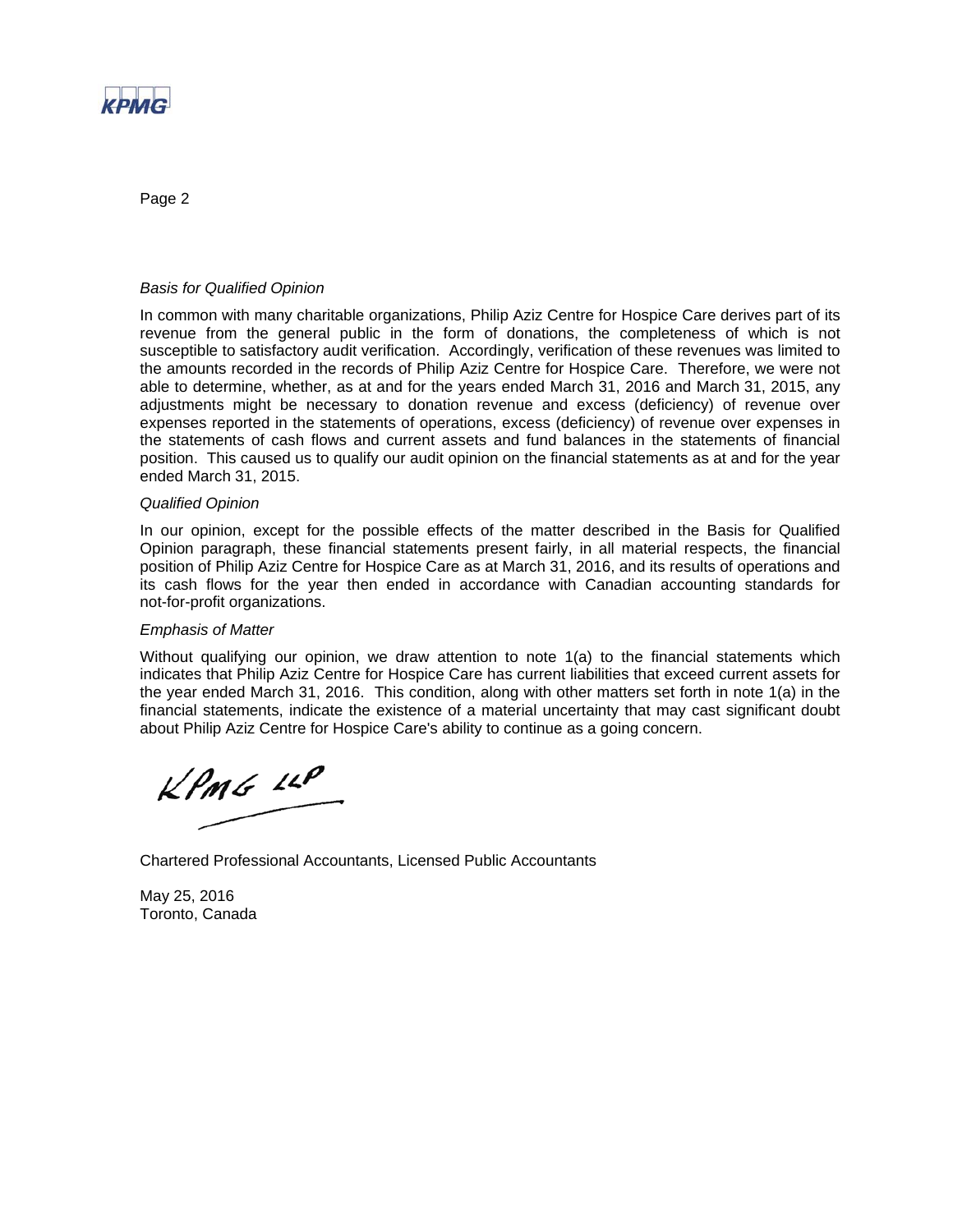*Basis for Qualified Opinion*

In common with many charitable organizations, Philip Aziz Centre for Hospice Care derives part of its revenue from the general public in the form of donations, the completeness of which is not susceptible to satisfactory audit verification. Accordingly, verification of these revenues was limited to the amounts recorded in the records of Philip Aziz Centre for Hospice Care. Therefore, we were not able to determine, whether, as at and for the years ended March 31, 2016 and March 31, 2015, any adjustments might be necessary to donation revenue and excess (deficiency) of revenue over expenses reported in the statements of operations, excess (deficiency) of revenue over expenses in the statements of cash flows and current assets and fund balances in the statements of financial position. This caused us to qualify our audit opinion on the financial statements as at and for the year ended March 31, 2015.

*Qualified Opinion*

In our opinion, except for the possible effects of the matter described in the Basis for Qualified Opinion paragraph, these financial statements present fairly, in all material respects, the financial position of Philip Aziz Centre for Hospice Care as at March 31, 2016, and its results of operations and its cash flows for the year then ended in accordance with Canadian accounting standards for not-for-profit organizations.

*Emphasis of Matter*

Without qualifying our opinion, we draw attention to note 1(a) to the financial statements which indicates that Philip Aziz Centre for Hospice Care has current liabilities that exceed current assets for the year ended March 31, 2016. This condition, along with other matters set forth in note 1(a) in the financial statements, indicate the existence of a material uncertainty that may cast significant doubt about Philip Aziz Centre for Hospice Care's ability to continue as a going concern.

KPMG LLP

Chartered Professional Accountants, Licensed Public Accountants

May 25, 2016
Toronto, Canada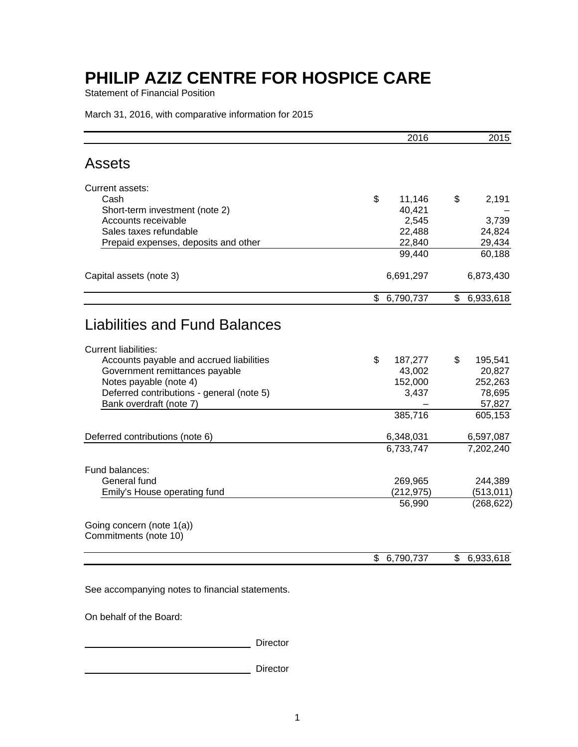# PHILIP AZIZ CENTRE FOR HOSPICE CARE

Statement of Financial Position

March 31, 2016, with comparative information for 2015

| | 2016 | 2015 |
|---|---|---|
| **Assets** | | |
| Current assets: | | |
| Cash | $ 11,146 | $ 2,191 |
| Short-term investment (note 2) | 40,421 | – |
| Accounts receivable | 2,545 | 3,739 |
| Sales taxes refundable | 22,488 | 24,824 |
| Prepaid expenses, deposits and other | 22,840 | 29,434 |
| | 99,440 | 60,188 |
| Capital assets (note 3) | 6,691,297 | 6,873,430 |
| | $ 6,790,737 | $ 6,933,618 |
| **Liabilities and Fund Balances** | | |
| Current liabilities: | | |
| Accounts payable and accrued liabilities | $ 187,277 | $ 195,541 |
| Government remittances payable | 43,002 | 20,827 |
| Notes payable (note 4) | 152,000 | 252,263 |
| Deferred contributions - general (note 5) | 3,437 | 78,695 |
| Bank overdraft (note 7) | – | 57,827 |
| | 385,716 | 605,153 |
| Deferred contributions (note 6) | 6,348,031 | 6,597,087 |
| | 6,733,747 | 7,202,240 |
| Fund balances: | | |
| General fund | 269,965 | 244,389 |
| Emily's House operating fund | (212,975) | (513,011) |
| | 56,990 | (268,622) |
| Going concern (note 1(a)) | | |
| Commitments (note 10) | | |
| | $ 6,790,737 | $ 6,933,618 |

See accompanying notes to financial statements.

On behalf of the Board:

_______________________ Director

_______________________ Director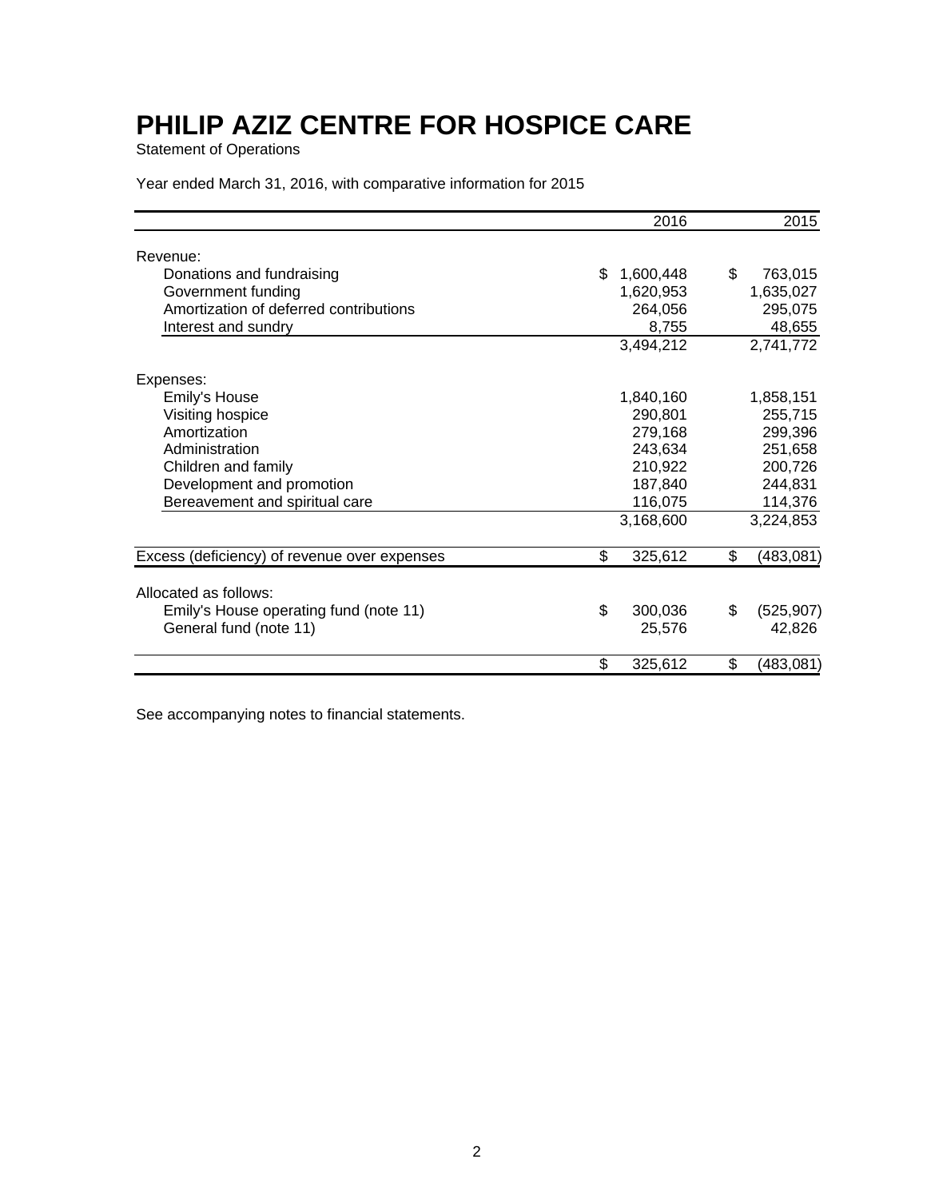# PHILIP AZIZ CENTRE FOR HOSPICE CARE

Statement of Operations

Year ended March 31, 2016, with comparative information for 2015

| | 2016 | 2015 |
|---|---|---|
| Revenue: | | |
| Donations and fundraising | $ 1,600,448 | $ 763,015 |
| Government funding | 1,620,953 | 1,635,027 |
| Amortization of deferred contributions | 264,056 | 295,075 |
| Interest and sundry | 8,755 | 48,655 |
| | 3,494,212 | 2,741,772 |
| Expenses: | | |
| Emily's House | 1,840,160 | 1,858,151 |
| Visiting hospice | 290,801 | 255,715 |
| Amortization | 279,168 | 299,396 |
| Administration | 243,634 | 251,658 |
| Children and family | 210,922 | 200,726 |
| Development and promotion | 187,840 | 244,831 |
| Bereavement and spiritual care | 116,075 | 114,376 |
| | 3,168,600 | 3,224,853 |
| Excess (deficiency) of revenue over expenses | $ 325,612 | $ (483,081) |
| Allocated as follows: | | |
| Emily's House operating fund (note 11) | $ 300,036 | $ (525,907) |
| General fund (note 11) | 25,576 | 42,826 |
| | $ 325,612 | $ (483,081) |

See accompanying notes to financial statements.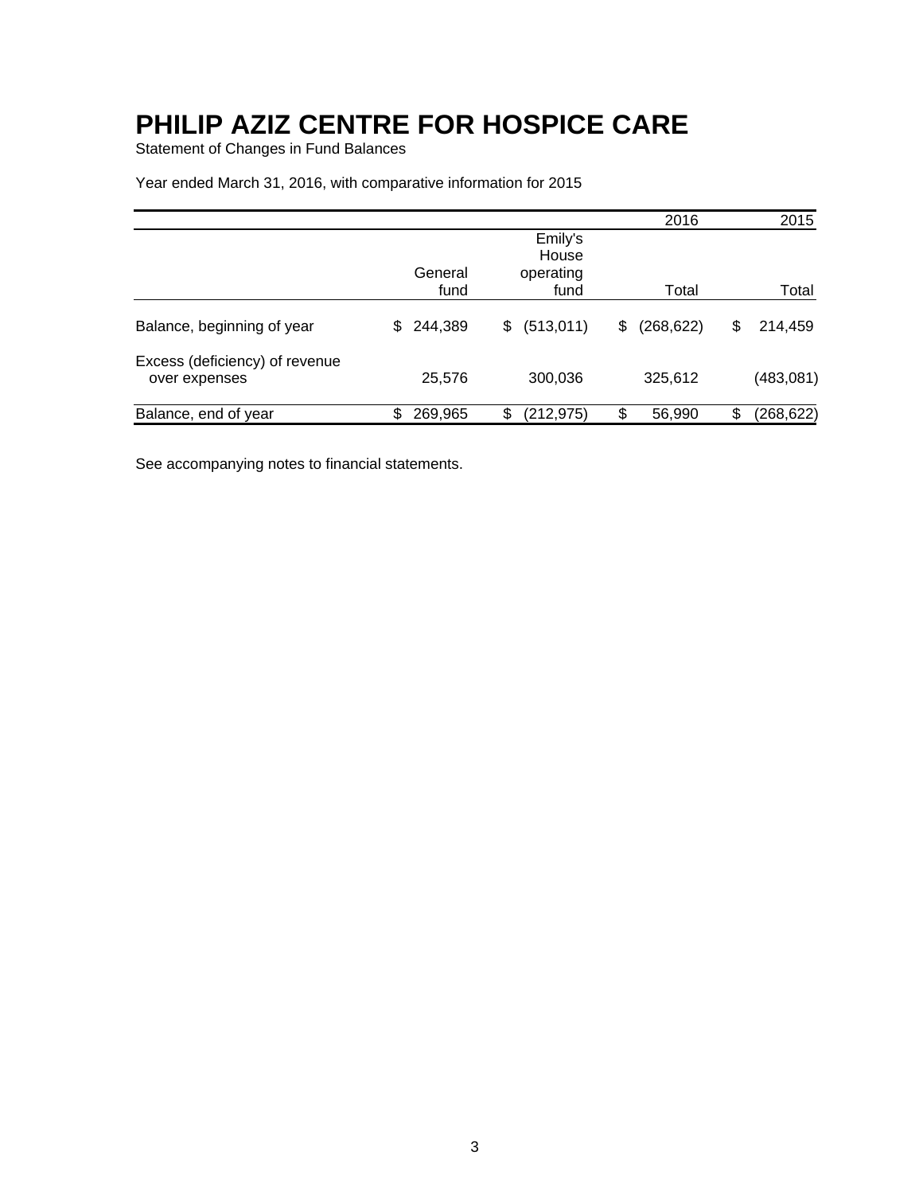# PHILIP AZIZ CENTRE FOR HOSPICE CARE

Statement of Changes in Fund Balances

Year ended March 31, 2016, with comparative information for 2015

| | | | 2016 | 2015 |
|---|---|---|---|---|
| | General fund | Emily's House operating fund | Total | Total |
| Balance, beginning of year | $ 244,389 | $ (513,011) | $ (268,622) | $ 214,459 |
| Excess (deficiency) of revenue over expenses | 25,576 | 300,036 | 325,612 | (483,081) |
| Balance, end of year | $ 269,965 | $ (212,975) | $ 56,990 | $ (268,622) |

See accompanying notes to financial statements.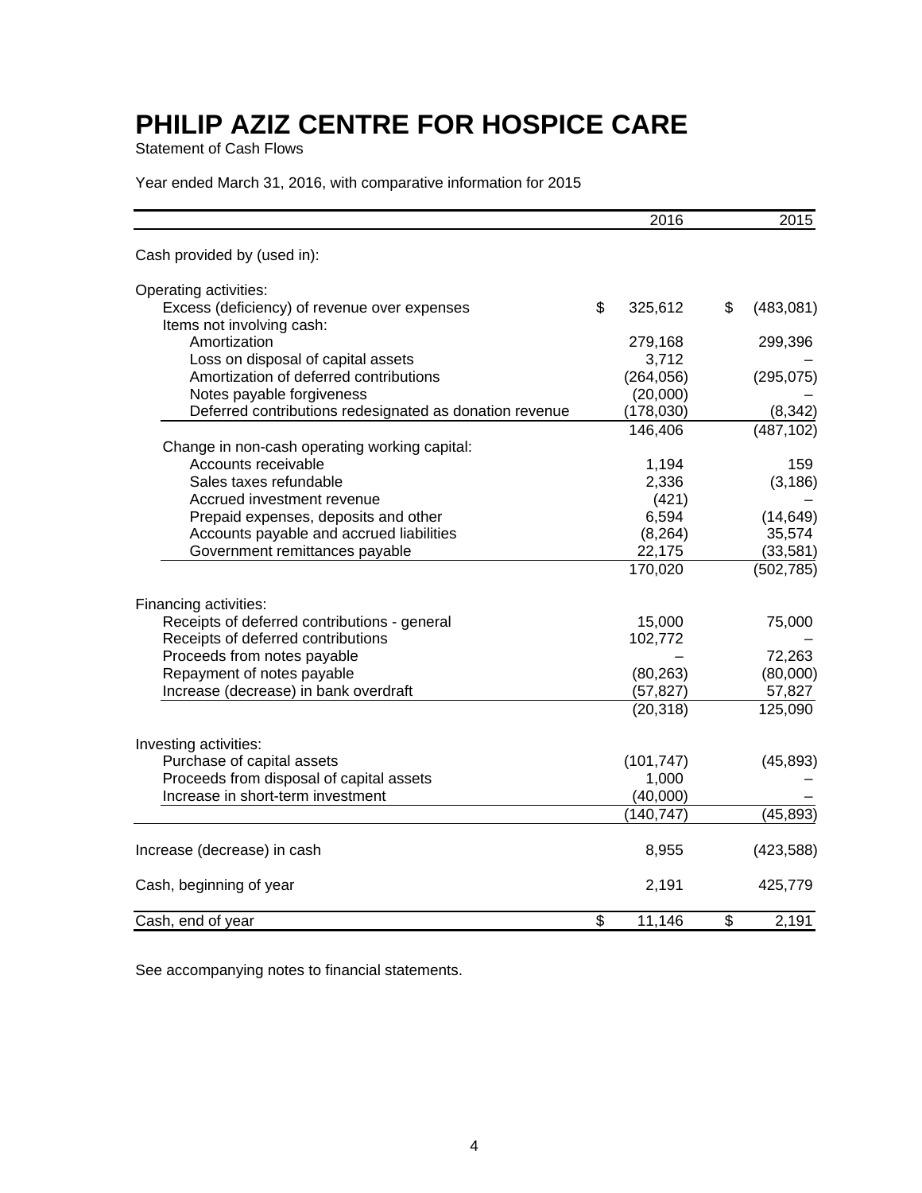# PHILIP AZIZ CENTRE FOR HOSPICE CARE

Statement of Cash Flows

Year ended March 31, 2016, with comparative information for 2015

| | 2016 | 2015 |
|---|---|---|
| Cash provided by (used in): | | |
| Operating activities: | | |
| Excess (deficiency) of revenue over expenses | $ 325,612 | $ (483,081) |
| Items not involving cash: | | |
| Amortization | 279,168 | 299,396 |
| Loss on disposal of capital assets | 3,712 | – |
| Amortization of deferred contributions | (264,056) | (295,075) |
| Notes payable forgiveness | (20,000) | – |
| Deferred contributions redesignated as donation revenue | (178,030) | (8,342) |
| | 146,406 | (487,102) |
| Change in non-cash operating working capital: | | |
| Accounts receivable | 1,194 | 159 |
| Sales taxes refundable | 2,336 | (3,186) |
| Accrued investment revenue | (421) | – |
| Prepaid expenses, deposits and other | 6,594 | (14,649) |
| Accounts payable and accrued liabilities | (8,264) | 35,574 |
| Government remittances payable | 22,175 | (33,581) |
| | 170,020 | (502,785) |
| Financing activities: | | |
| Receipts of deferred contributions - general | 15,000 | 75,000 |
| Receipts of deferred contributions | 102,772 | – |
| Proceeds from notes payable | – | 72,263 |
| Repayment of notes payable | (80,263) | (80,000) |
| Increase (decrease) in bank overdraft | (57,827) | 57,827 |
| | (20,318) | 125,090 |
| Investing activities: | | |
| Purchase of capital assets | (101,747) | (45,893) |
| Proceeds from disposal of capital assets | 1,000 | – |
| Increase in short-term investment | (40,000) | – |
| | (140,747) | (45,893) |
| Increase (decrease) in cash | 8,955 | (423,588) |
| Cash, beginning of year | 2,191 | 425,779 |
| Cash, end of year | $ 11,146 | $ 2,191 |

See accompanying notes to financial statements.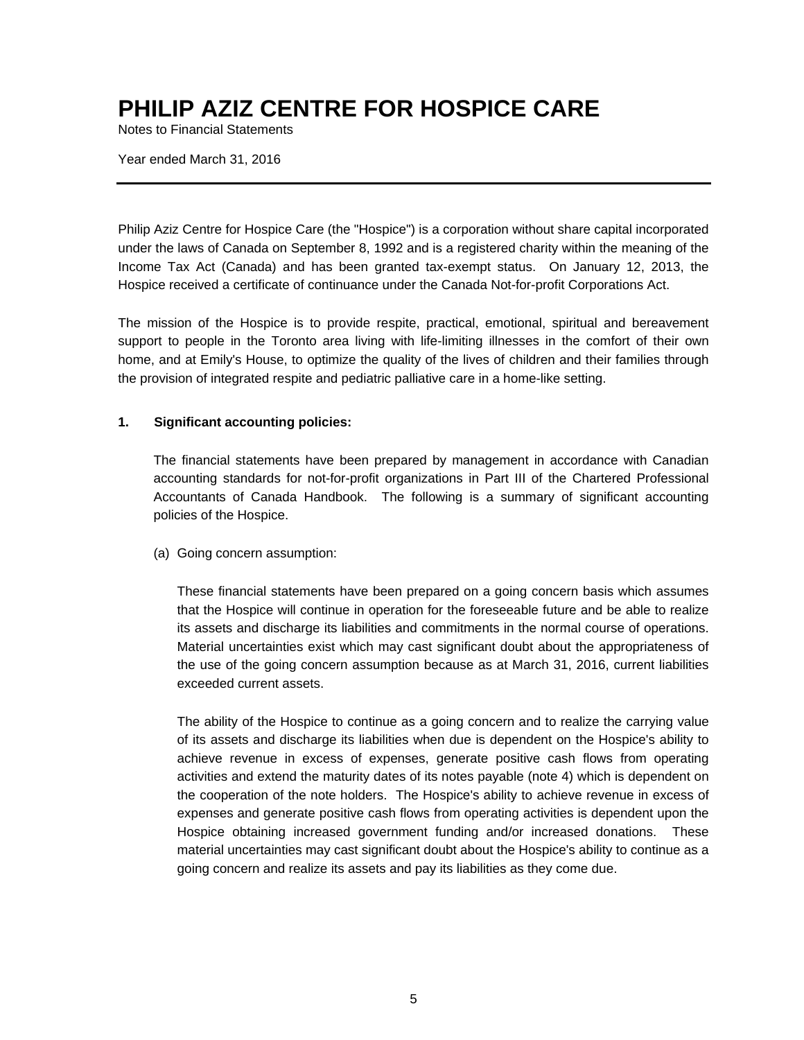# PHILIP AZIZ CENTRE FOR HOSPICE CARE

Notes to Financial Statements

Year ended March 31, 2016

Philip Aziz Centre for Hospice Care (the "Hospice") is a corporation without share capital incorporated under the laws of Canada on September 8, 1992 and is a registered charity within the meaning of the Income Tax Act (Canada) and has been granted tax-exempt status. On January 12, 2013, the Hospice received a certificate of continuance under the Canada Not-for-profit Corporations Act.

The mission of the Hospice is to provide respite, practical, emotional, spiritual and bereavement support to people in the Toronto area living with life-limiting illnesses in the comfort of their own home, and at Emily's House, to optimize the quality of the lives of children and their families through the provision of integrated respite and pediatric palliative care in a home-like setting.

**1. Significant accounting policies:**

The financial statements have been prepared by management in accordance with Canadian accounting standards for not-for-profit organizations in Part III of the Chartered Professional Accountants of Canada Handbook. The following is a summary of significant accounting policies of the Hospice.

(a) Going concern assumption:

These financial statements have been prepared on a going concern basis which assumes that the Hospice will continue in operation for the foreseeable future and be able to realize its assets and discharge its liabilities and commitments in the normal course of operations. Material uncertainties exist which may cast significant doubt about the appropriateness of the use of the going concern assumption because as at March 31, 2016, current liabilities exceeded current assets.

The ability of the Hospice to continue as a going concern and to realize the carrying value of its assets and discharge its liabilities when due is dependent on the Hospice's ability to achieve revenue in excess of expenses, generate positive cash flows from operating activities and extend the maturity dates of its notes payable (note 4) which is dependent on the cooperation of the note holders. The Hospice's ability to achieve revenue in excess of expenses and generate positive cash flows from operating activities is dependent upon the Hospice obtaining increased government funding and/or increased donations. These material uncertainties may cast significant doubt about the Hospice's ability to continue as a going concern and realize its assets and pay its liabilities as they come due.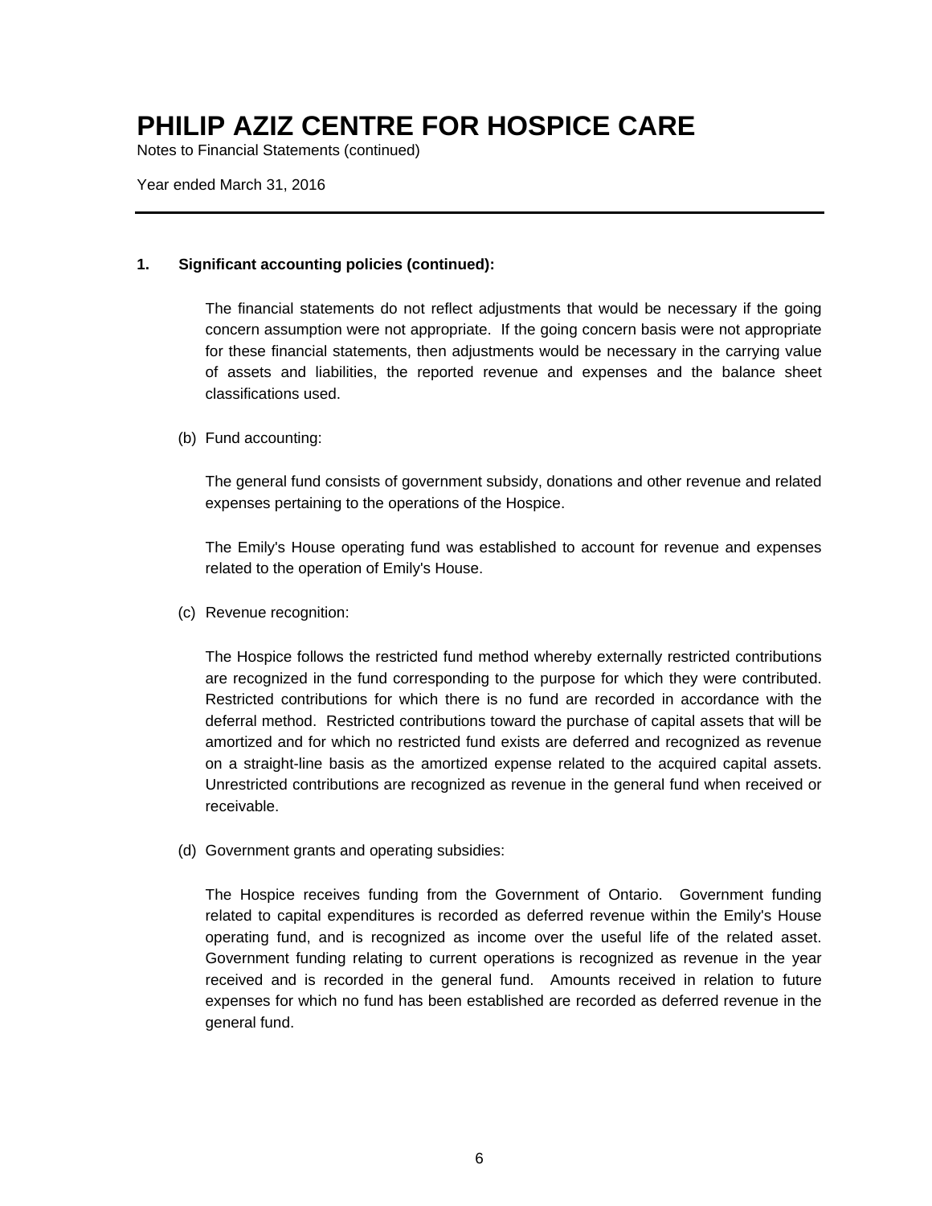# PHILIP AZIZ CENTRE FOR HOSPICE CARE

Notes to Financial Statements (continued)

Year ended March 31, 2016

**1. Significant accounting policies (continued):**

The financial statements do not reflect adjustments that would be necessary if the going concern assumption were not appropriate. If the going concern basis were not appropriate for these financial statements, then adjustments would be necessary in the carrying value of assets and liabilities, the reported revenue and expenses and the balance sheet classifications used.

(b) Fund accounting:

The general fund consists of government subsidy, donations and other revenue and related expenses pertaining to the operations of the Hospice.

The Emily's House operating fund was established to account for revenue and expenses related to the operation of Emily's House.

(c) Revenue recognition:

The Hospice follows the restricted fund method whereby externally restricted contributions are recognized in the fund corresponding to the purpose for which they were contributed. Restricted contributions for which there is no fund are recorded in accordance with the deferral method. Restricted contributions toward the purchase of capital assets that will be amortized and for which no restricted fund exists are deferred and recognized as revenue on a straight-line basis as the amortized expense related to the acquired capital assets. Unrestricted contributions are recognized as revenue in the general fund when received or receivable.

(d) Government grants and operating subsidies:

The Hospice receives funding from the Government of Ontario. Government funding related to capital expenditures is recorded as deferred revenue within the Emily's House operating fund, and is recognized as income over the useful life of the related asset. Government funding relating to current operations is recognized as revenue in the year received and is recorded in the general fund. Amounts received in relation to future expenses for which no fund has been established are recorded as deferred revenue in the general fund.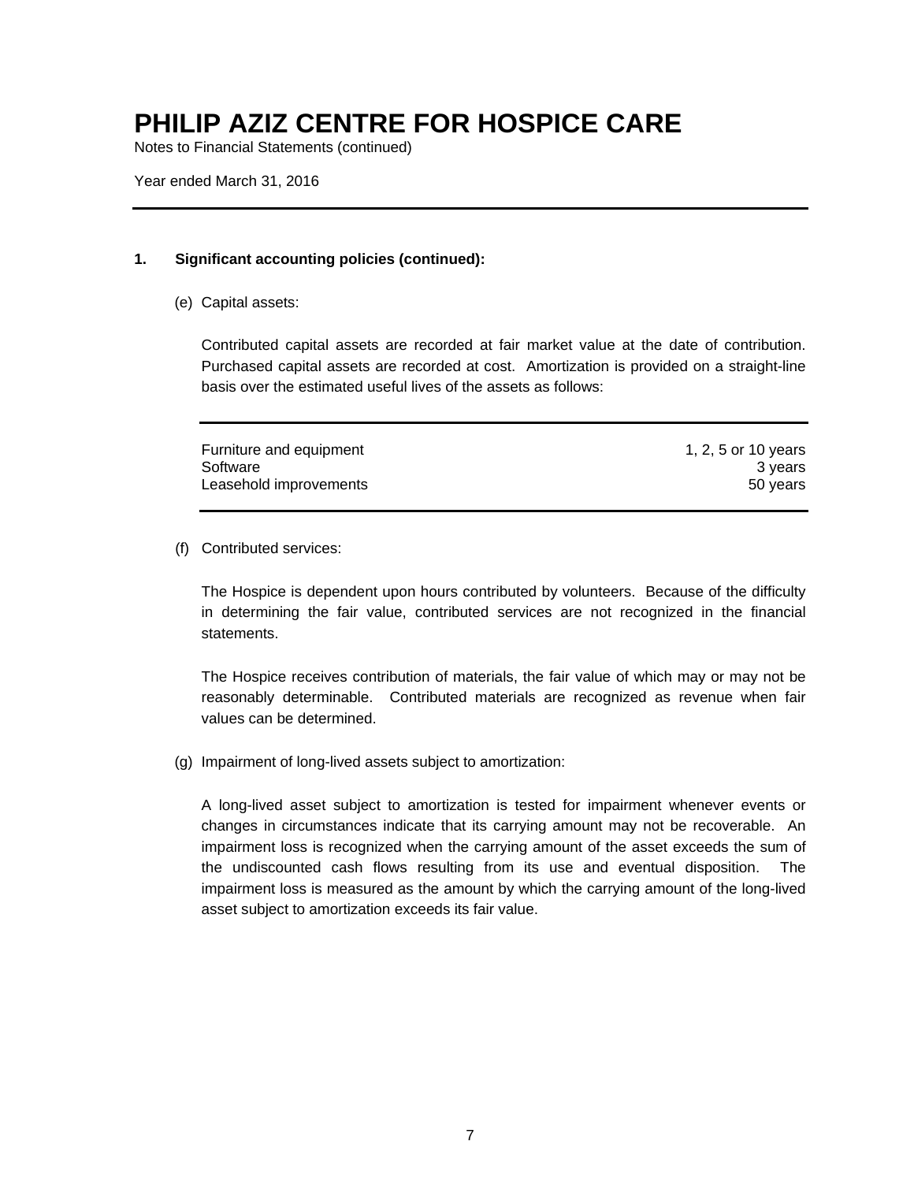# PHILIP AZIZ CENTRE FOR HOSPICE CARE

Notes to Financial Statements (continued)

Year ended March 31, 2016

**1. Significant accounting policies (continued):**

(e) Capital assets:

Contributed capital assets are recorded at fair market value at the date of contribution. Purchased capital assets are recorded at cost. Amortization is provided on a straight-line basis over the estimated useful lives of the assets as follows:

| | |
|---|---:|
| Furniture and equipment | 1, 2, 5 or 10 years |
| Software | 3 years |
| Leasehold improvements | 50 years |

(f) Contributed services:

The Hospice is dependent upon hours contributed by volunteers. Because of the difficulty in determining the fair value, contributed services are not recognized in the financial statements.

The Hospice receives contribution of materials, the fair value of which may or may not be reasonably determinable. Contributed materials are recognized as revenue when fair values can be determined.

(g) Impairment of long-lived assets subject to amortization:

A long-lived asset subject to amortization is tested for impairment whenever events or changes in circumstances indicate that its carrying amount may not be recoverable. An impairment loss is recognized when the carrying amount of the asset exceeds the sum of the undiscounted cash flows resulting from its use and eventual disposition. The impairment loss is measured as the amount by which the carrying amount of the long-lived asset subject to amortization exceeds its fair value.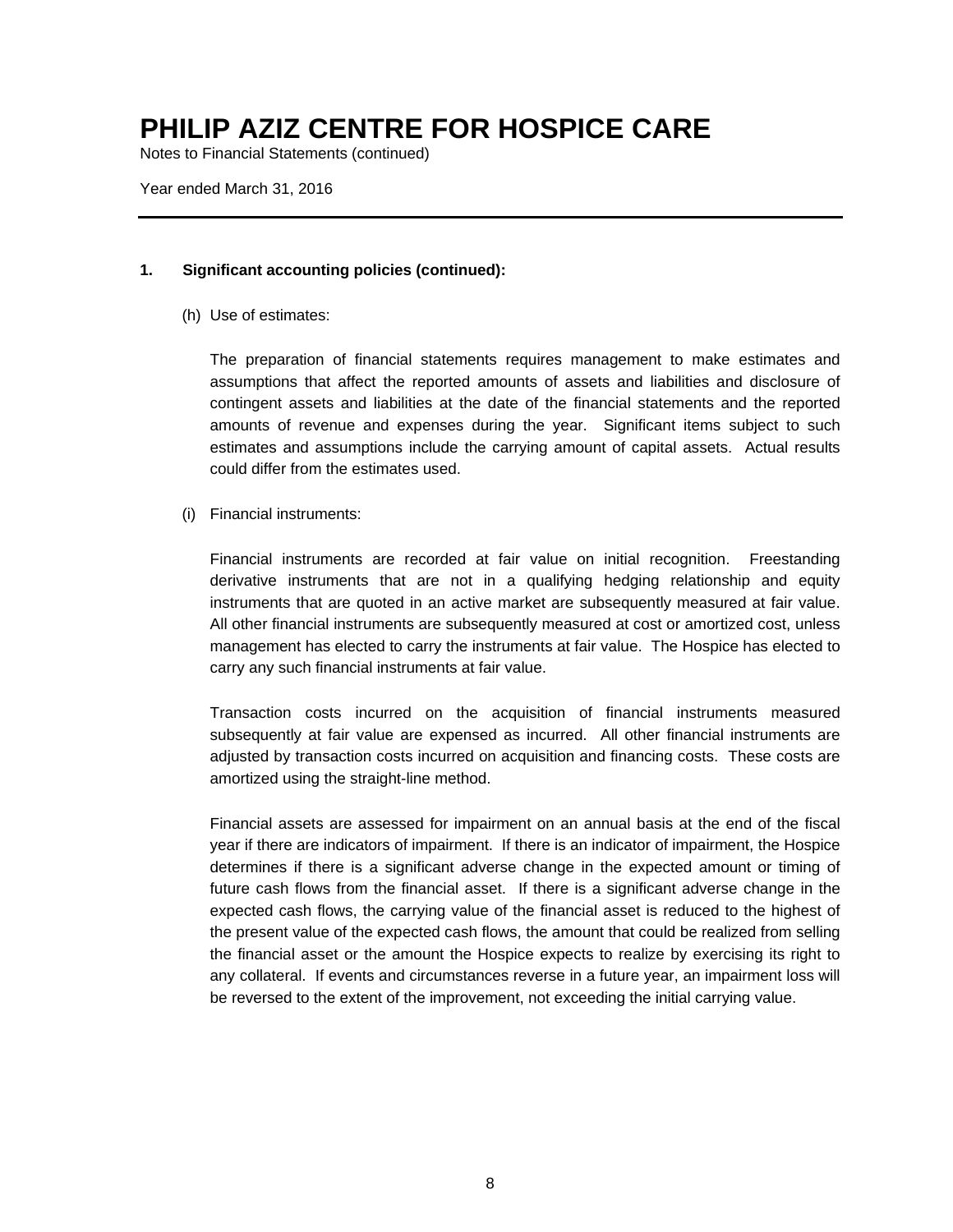# PHILIP AZIZ CENTRE FOR HOSPICE CARE

Notes to Financial Statements (continued)

Year ended March 31, 2016

**1. Significant accounting policies (continued):**

(h) Use of estimates:

The preparation of financial statements requires management to make estimates and assumptions that affect the reported amounts of assets and liabilities and disclosure of contingent assets and liabilities at the date of the financial statements and the reported amounts of revenue and expenses during the year. Significant items subject to such estimates and assumptions include the carrying amount of capital assets. Actual results could differ from the estimates used.

(i) Financial instruments:

Financial instruments are recorded at fair value on initial recognition. Freestanding derivative instruments that are not in a qualifying hedging relationship and equity instruments that are quoted in an active market are subsequently measured at fair value. All other financial instruments are subsequently measured at cost or amortized cost, unless management has elected to carry the instruments at fair value. The Hospice has elected to carry any such financial instruments at fair value.

Transaction costs incurred on the acquisition of financial instruments measured subsequently at fair value are expensed as incurred. All other financial instruments are adjusted by transaction costs incurred on acquisition and financing costs. These costs are amortized using the straight-line method.

Financial assets are assessed for impairment on an annual basis at the end of the fiscal year if there are indicators of impairment. If there is an indicator of impairment, the Hospice determines if there is a significant adverse change in the expected amount or timing of future cash flows from the financial asset. If there is a significant adverse change in the expected cash flows, the carrying value of the financial asset is reduced to the highest of the present value of the expected cash flows, the amount that could be realized from selling the financial asset or the amount the Hospice expects to realize by exercising its right to any collateral. If events and circumstances reverse in a future year, an impairment loss will be reversed to the extent of the improvement, not exceeding the initial carrying value.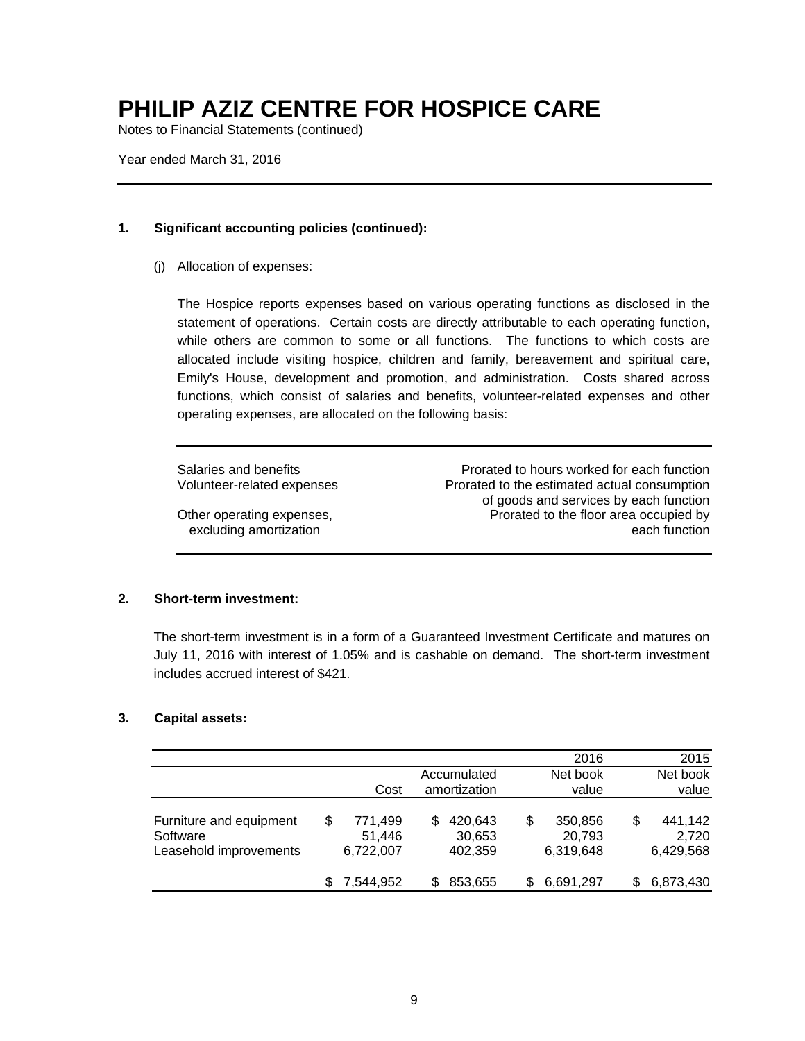# PHILIP AZIZ CENTRE FOR HOSPICE CARE

Notes to Financial Statements (continued)

Year ended March 31, 2016

## 1. Significant accounting policies (continued):

(j) Allocation of expenses:

The Hospice reports expenses based on various operating functions as disclosed in the statement of operations. Certain costs are directly attributable to each operating function, while others are common to some or all functions. The functions to which costs are allocated include visiting hospice, children and family, bereavement and spiritual care, Emily's House, development and promotion, and administration. Costs shared across functions, which consist of salaries and benefits, volunteer-related expenses and other operating expenses, are allocated on the following basis:

| | |
|---|---|
| Salaries and benefits | Prorated to hours worked for each function |
| Volunteer-related expenses | Prorated to the estimated actual consumption of goods and services by each function |
| Other operating expenses, excluding amortization | Prorated to the floor area occupied by each function |

## 2. Short-term investment:

The short-term investment is in a form of a Guaranteed Investment Certificate and matures on July 11, 2016 with interest of 1.05% and is cashable on demand. The short-term investment includes accrued interest of $421.

## 3. Capital assets:

| | | | 2016 | 2015 |
|---|---|---|---|---|
| | Cost | Accumulated amortization | Net book value | Net book value |
| Furniture and equipment | $ 771,499 | $ 420,643 | $ 350,856 | $ 441,142 |
| Software | 51,446 | 30,653 | 20,793 | 2,720 |
| Leasehold improvements | 6,722,007 | 402,359 | 6,319,648 | 6,429,568 |
| | $ 7,544,952 | $ 853,655 | $ 6,691,297 | $ 6,873,430 |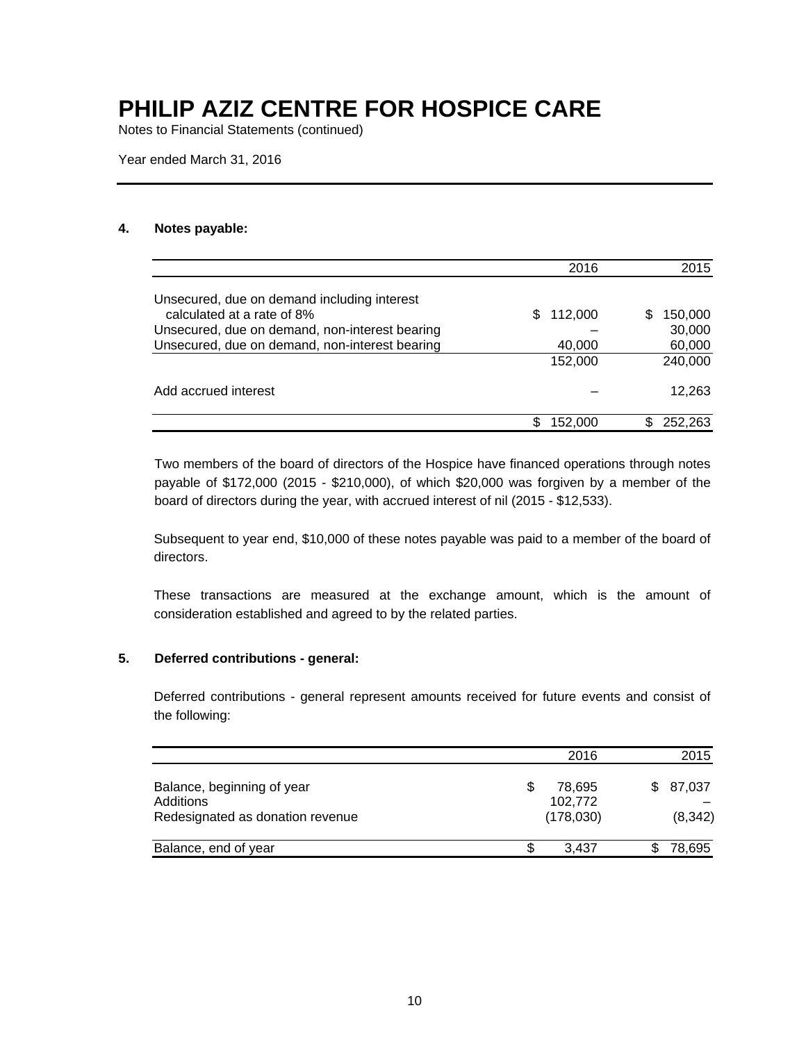# PHILIP AZIZ CENTRE FOR HOSPICE CARE

Notes to Financial Statements (continued)

Year ended March 31, 2016

## 4. Notes payable:

| | 2016 | 2015 |
|---|---|---|
| Unsecured, due on demand including interest calculated at a rate of 8% | $ 112,000 | $ 150,000 |
| Unsecured, due on demand, non-interest bearing | – | 30,000 |
| Unsecured, due on demand, non-interest bearing | 40,000 | 60,000 |
| | 152,000 | 240,000 |
| Add accrued interest | – | 12,263 |
| | $ 152,000 | $ 252,263 |

Two members of the board of directors of the Hospice have financed operations through notes payable of $172,000 (2015 - $210,000), of which $20,000 was forgiven by a member of the board of directors during the year, with accrued interest of nil (2015 - $12,533).

Subsequent to year end, $10,000 of these notes payable was paid to a member of the board of directors.

These transactions are measured at the exchange amount, which is the amount of consideration established and agreed to by the related parties.

## 5. Deferred contributions - general:

Deferred contributions - general represent amounts received for future events and consist of the following:

| | 2016 | 2015 |
|---|---|---|
| Balance, beginning of year | $ 78,695 | $ 87,037 |
| Additions | 102,772 | – |
| Redesignated as donation revenue | (178,030) | (8,342) |
| Balance, end of year | $ 3,437 | $ 78,695 |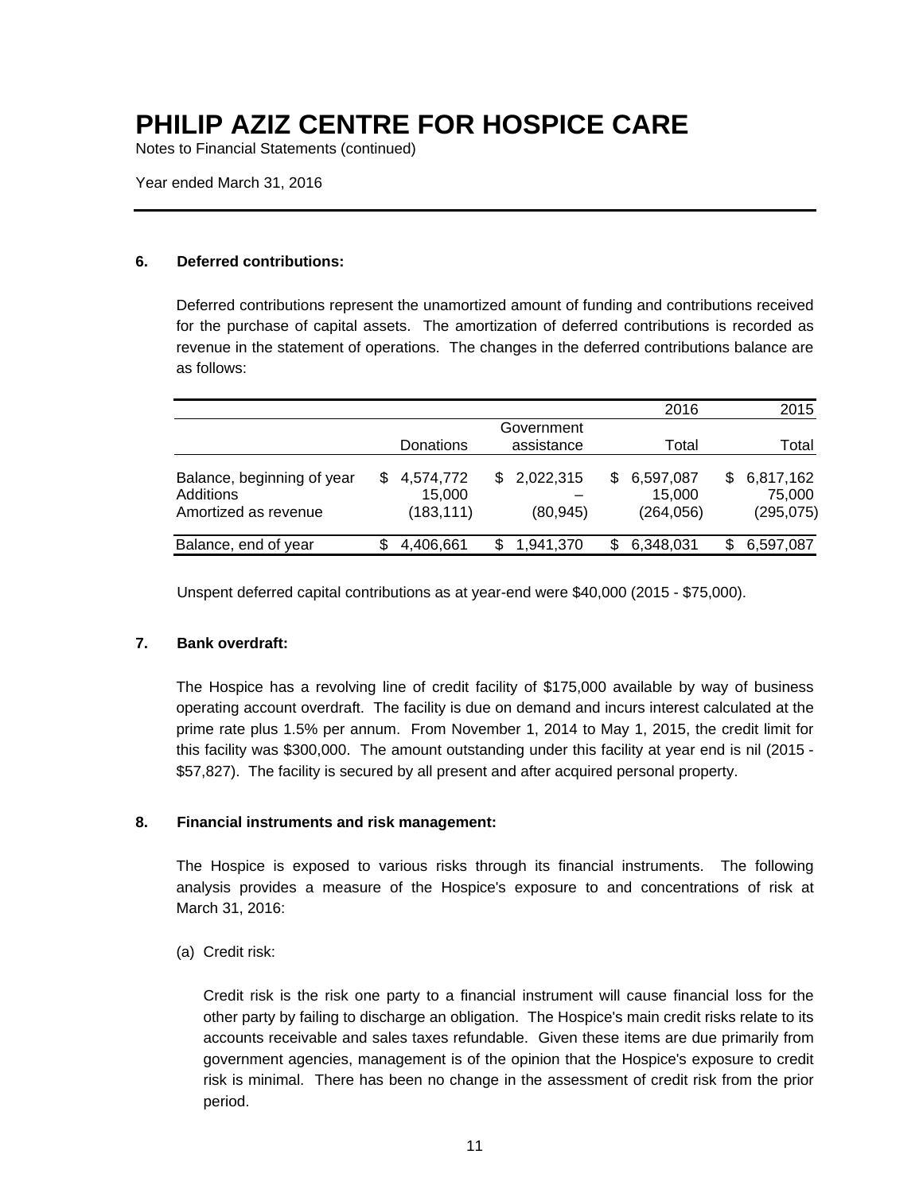# PHILIP AZIZ CENTRE FOR HOSPICE CARE

Notes to Financial Statements (continued)

Year ended March 31, 2016

---

### 6. Deferred contributions:

Deferred contributions represent the unamortized amount of funding and contributions received for the purchase of capital assets. The amortization of deferred contributions is recorded as revenue in the statement of operations. The changes in the deferred contributions balance are as follows:

| | | | 2016 | 2015 |
|---|---|---|---|---|
| | Donations | Government assistance | Total | Total |
| Balance, beginning of year | $ 4,574,772 | $ 2,022,315 | $ 6,597,087 | $ 6,817,162 |
| Additions | 15,000 | – | 15,000 | 75,000 |
| Amortized as revenue | (183,111) | (80,945) | (264,056) | (295,075) |
| Balance, end of year | $ 4,406,661 | $ 1,941,370 | $ 6,348,031 | $ 6,597,087 |

Unspent deferred capital contributions as at year-end were $40,000 (2015 - $75,000).

### 7. Bank overdraft:

The Hospice has a revolving line of credit facility of $175,000 available by way of business operating account overdraft. The facility is due on demand and incurs interest calculated at the prime rate plus 1.5% per annum. From November 1, 2014 to May 1, 2015, the credit limit for this facility was $300,000. The amount outstanding under this facility at year end is nil (2015 - $57,827). The facility is secured by all present and after acquired personal property.

### 8. Financial instruments and risk management:

The Hospice is exposed to various risks through its financial instruments. The following analysis provides a measure of the Hospice's exposure to and concentrations of risk at March 31, 2016:

(a) Credit risk:

Credit risk is the risk one party to a financial instrument will cause financial loss for the other party by failing to discharge an obligation. The Hospice's main credit risks relate to its accounts receivable and sales taxes refundable. Given these items are due primarily from government agencies, management is of the opinion that the Hospice's exposure to credit risk is minimal. There has been no change in the assessment of credit risk from the prior period.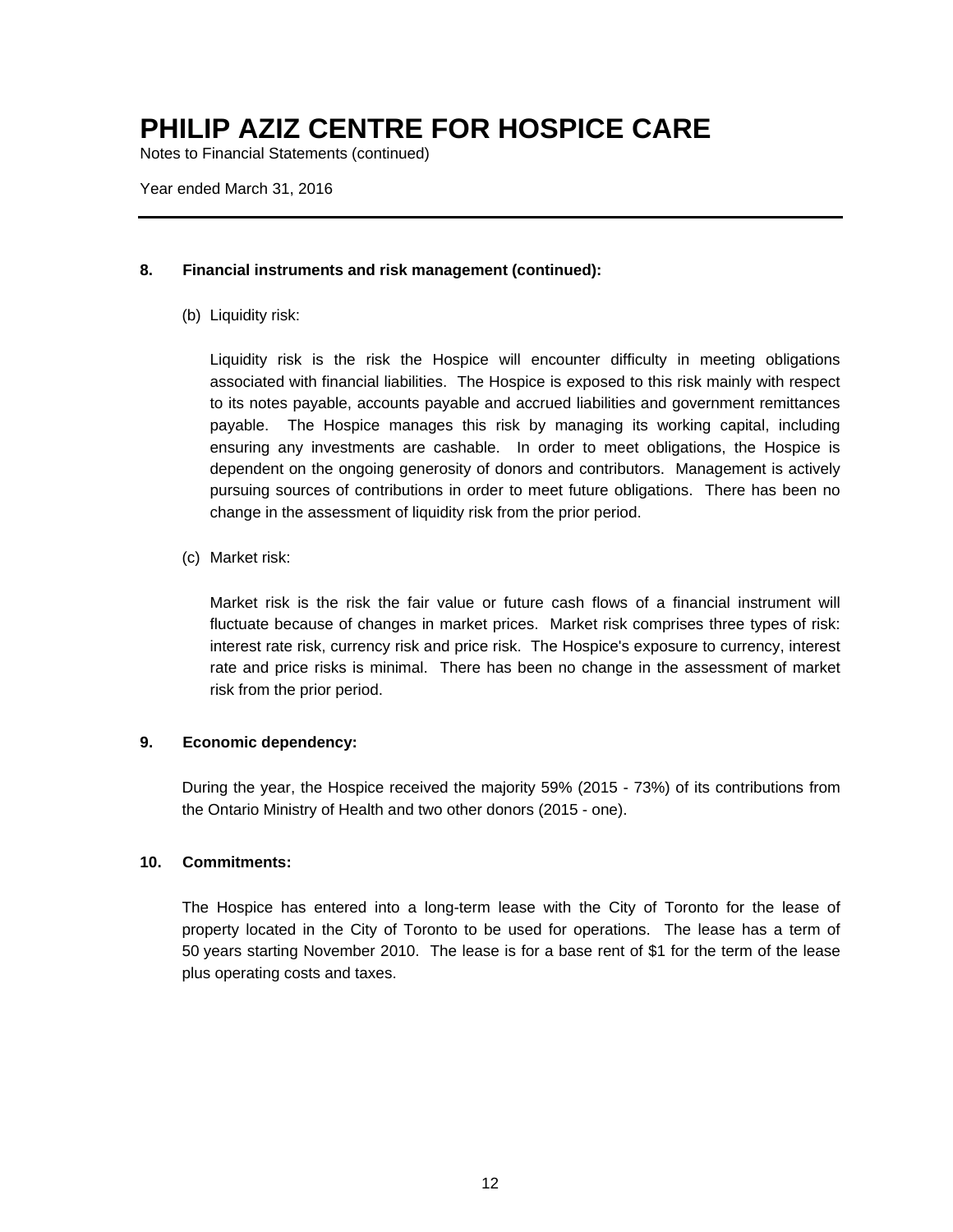# PHILIP AZIZ CENTRE FOR HOSPICE CARE

Notes to Financial Statements (continued)

Year ended March 31, 2016

## 8. Financial instruments and risk management (continued):

(b) Liquidity risk:

Liquidity risk is the risk the Hospice will encounter difficulty in meeting obligations associated with financial liabilities. The Hospice is exposed to this risk mainly with respect to its notes payable, accounts payable and accrued liabilities and government remittances payable. The Hospice manages this risk by managing its working capital, including ensuring any investments are cashable. In order to meet obligations, the Hospice is dependent on the ongoing generosity of donors and contributors. Management is actively pursuing sources of contributions in order to meet future obligations. There has been no change in the assessment of liquidity risk from the prior period.

(c) Market risk:

Market risk is the risk the fair value or future cash flows of a financial instrument will fluctuate because of changes in market prices. Market risk comprises three types of risk: interest rate risk, currency risk and price risk. The Hospice's exposure to currency, interest rate and price risks is minimal. There has been no change in the assessment of market risk from the prior period.

## 9. Economic dependency:

During the year, the Hospice received the majority 59% (2015 - 73%) of its contributions from the Ontario Ministry of Health and two other donors (2015 - one).

## 10. Commitments:

The Hospice has entered into a long-term lease with the City of Toronto for the lease of property located in the City of Toronto to be used for operations. The lease has a term of 50 years starting November 2010. The lease is for a base rent of $1 for the term of the lease plus operating costs and taxes.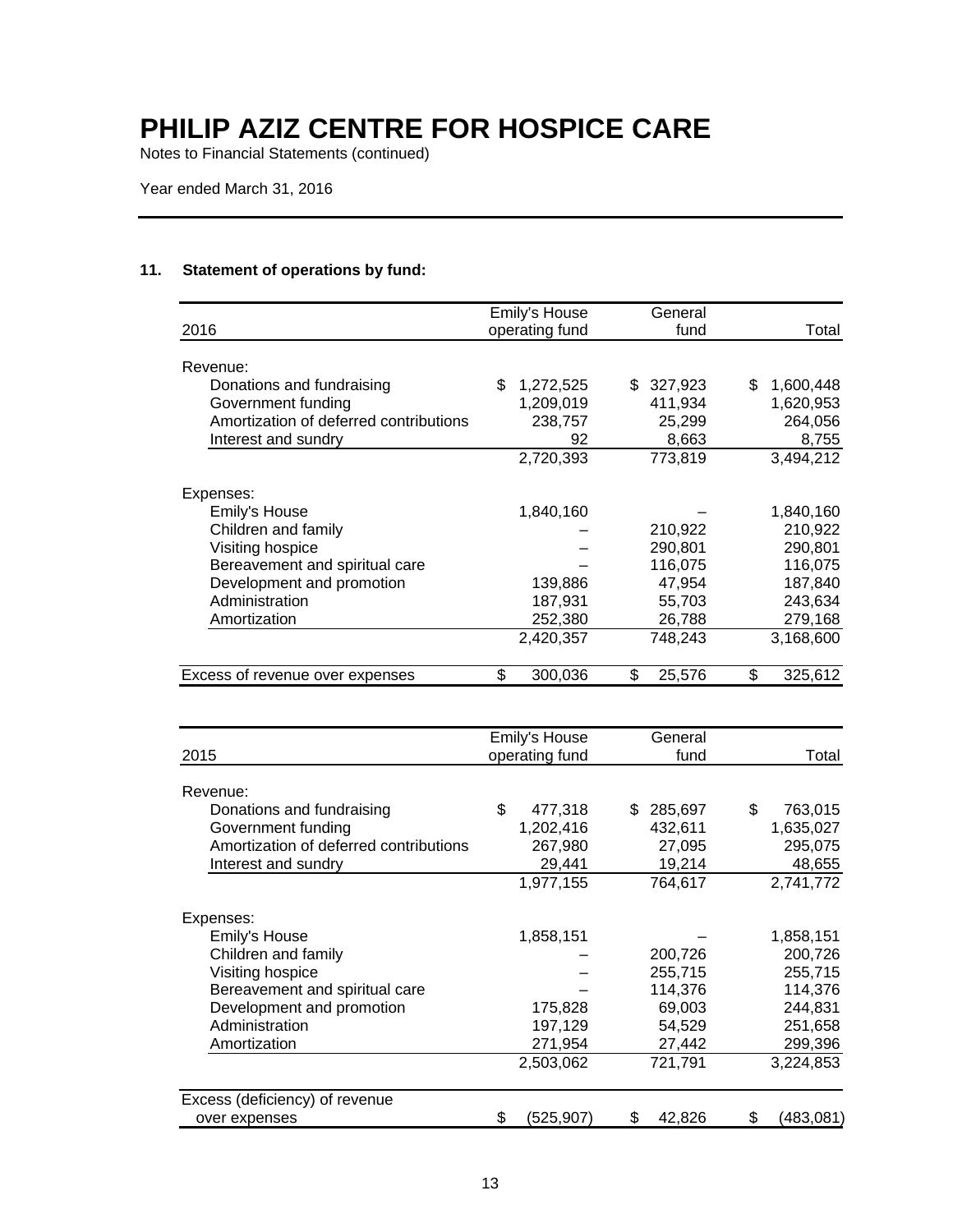# PHILIP AZIZ CENTRE FOR HOSPICE CARE

Notes to Financial Statements (continued)

Year ended March 31, 2016

### 11. Statement of operations by fund:

| 2016 | Emily's House operating fund | General fund | Total |
|---|---|---|---|
| Revenue: | | | |
| Donations and fundraising | $ 1,272,525 | $ 327,923 | $ 1,600,448 |
| Government funding | 1,209,019 | 411,934 | 1,620,953 |
| Amortization of deferred contributions | 238,757 | 25,299 | 264,056 |
| Interest and sundry | 92 | 8,663 | 8,755 |
| | 2,720,393 | 773,819 | 3,494,212 |
| Expenses: | | | |
| Emily's House | 1,840,160 | – | 1,840,160 |
| Children and family | – | 210,922 | 210,922 |
| Visiting hospice | – | 290,801 | 290,801 |
| Bereavement and spiritual care | – | 116,075 | 116,075 |
| Development and promotion | 139,886 | 47,954 | 187,840 |
| Administration | 187,931 | 55,703 | 243,634 |
| Amortization | 252,380 | 26,788 | 279,168 |
| | 2,420,357 | 748,243 | 3,168,600 |
| Excess of revenue over expenses | $ 300,036 | $ 25,576 | $ 325,612 |

| 2015 | Emily's House operating fund | General fund | Total |
|---|---|---|---|
| Revenue: | | | |
| Donations and fundraising | $ 477,318 | $ 285,697 | $ 763,015 |
| Government funding | 1,202,416 | 432,611 | 1,635,027 |
| Amortization of deferred contributions | 267,980 | 27,095 | 295,075 |
| Interest and sundry | 29,441 | 19,214 | 48,655 |
| | 1,977,155 | 764,617 | 2,741,772 |
| Expenses: | | | |
| Emily's House | 1,858,151 | – | 1,858,151 |
| Children and family | – | 200,726 | 200,726 |
| Visiting hospice | – | 255,715 | 255,715 |
| Bereavement and spiritual care | – | 114,376 | 114,376 |
| Development and promotion | 175,828 | 69,003 | 244,831 |
| Administration | 197,129 | 54,529 | 251,658 |
| Amortization | 271,954 | 27,442 | 299,396 |
| | 2,503,062 | 721,791 | 3,224,853 |
| Excess (deficiency) of revenue over expenses | $ (525,907) | $ 42,826 | $ (483,081) |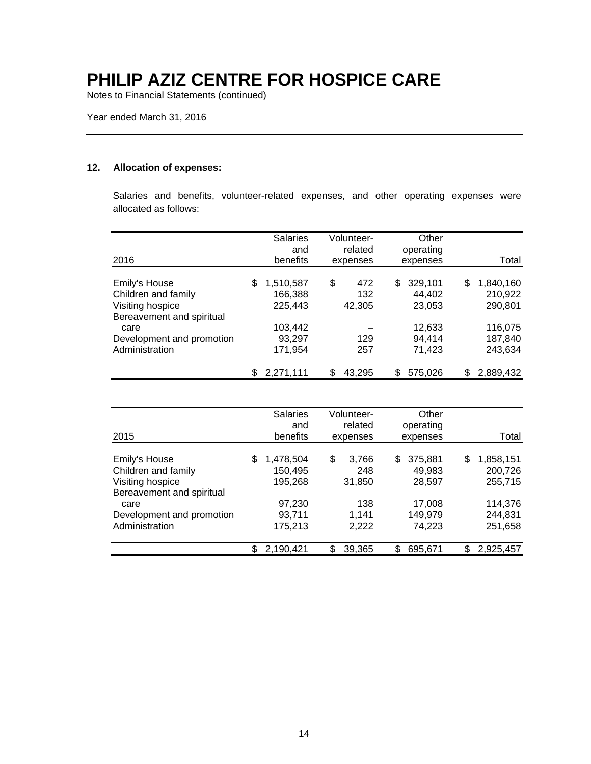# PHILIP AZIZ CENTRE FOR HOSPICE CARE

Notes to Financial Statements (continued)

Year ended March 31, 2016

## 12. Allocation of expenses:

Salaries and benefits, volunteer-related expenses, and other operating expenses were allocated as follows:

| 2016 | Salaries and benefits | Volunteer-related expenses | Other operating expenses | Total |
|---|---|---|---|---|
| Emily's House | $ 1,510,587 | $ 472 | $ 329,101 | $ 1,840,160 |
| Children and family | 166,388 | 132 | 44,402 | 210,922 |
| Visiting hospice | 225,443 | 42,305 | 23,053 | 290,801 |
| Bereavement and spiritual care | 103,442 | – | 12,633 | 116,075 |
| Development and promotion | 93,297 | 129 | 94,414 | 187,840 |
| Administration | 171,954 | 257 | 71,423 | 243,634 |
| | $ 2,271,111 | $ 43,295 | $ 575,026 | $ 2,889,432 |

| 2015 | Salaries and benefits | Volunteer-related expenses | Other operating expenses | Total |
|---|---|---|---|---|
| Emily's House | $ 1,478,504 | $ 3,766 | $ 375,881 | $ 1,858,151 |
| Children and family | 150,495 | 248 | 49,983 | 200,726 |
| Visiting hospice | 195,268 | 31,850 | 28,597 | 255,715 |
| Bereavement and spiritual care | 97,230 | 138 | 17,008 | 114,376 |
| Development and promotion | 93,711 | 1,141 | 149,979 | 244,831 |
| Administration | 175,213 | 2,222 | 74,223 | 251,658 |
| | $ 2,190,421 | $ 39,365 | $ 695,671 | $ 2,925,457 |